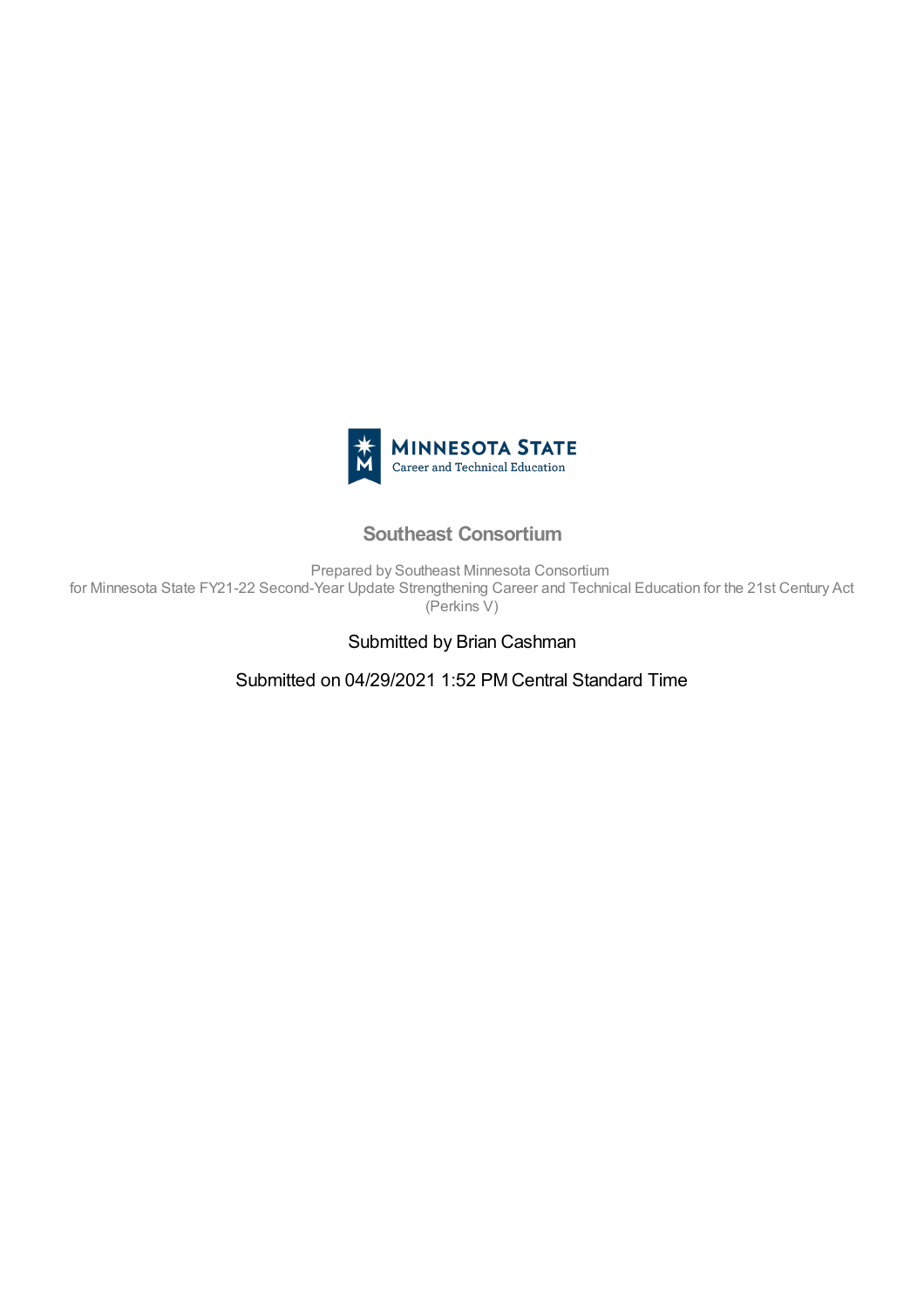MINNESOTA STATE
Career and Technical Education

# Southeast Consortium

Prepared by Southeast Minnesota Consortium
for Minnesota State FY21-22 Second-Year Update Strengthening Career and Technical Education for the 21st Century Act (Perkins V)

Submitted by Brian Cashman

Submitted on 04/29/2021 1:52 PM Central Standard Time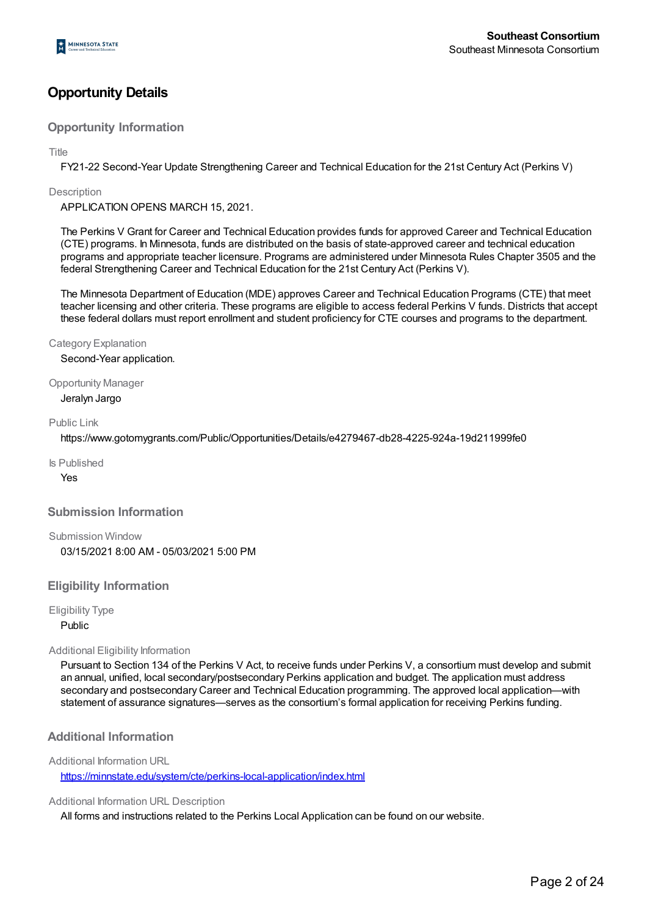# Opportunity Details

## Opportunity Information

Title

FY21-22 Second-Year Update Strengthening Career and Technical Education for the 21st Century Act (Perkins V)

Description

APPLICATION OPENS MARCH 15, 2021.

The Perkins V Grant for Career and Technical Education provides funds for approved Career and Technical Education (CTE) programs. In Minnesota, funds are distributed on the basis of state-approved career and technical education programs and appropriate teacher licensure. Programs are administered under Minnesota Rules Chapter 3505 and the federal Strengthening Career and Technical Education for the 21st Century Act (Perkins V).

The Minnesota Department of Education (MDE) approves Career and Technical Education Programs (CTE) that meet teacher licensing and other criteria. These programs are eligible to access federal Perkins V funds. Districts that accept these federal dollars must report enrollment and student proficiency for CTE courses and programs to the department.

Category Explanation

Second-Year application.

Opportunity Manager

Jeralyn Jargo

Public Link

https://www.gotomygrants.com/Public/Opportunities/Details/e4279467-db28-4225-924a-19d211999fe0

Is Published

Yes

## Submission Information

Submission Window

03/15/2021 8:00 AM - 05/03/2021 5:00 PM

## Eligibility Information

Eligibility Type

Public

Additional Eligibility Information

Pursuant to Section 134 of the Perkins V Act, to receive funds under Perkins V, a consortium must develop and submit an annual, unified, local secondary/postsecondary Perkins application and budget. The application must address secondary and postsecondary Career and Technical Education programming. The approved local application—with statement of assurance signatures—serves as the consortium's formal application for receiving Perkins funding.

## Additional Information

Additional Information URL

https://minnstate.edu/system/cte/perkins-local-application/index.html

Additional Information URL Description

All forms and instructions related to the Perkins Local Application can be found on our website.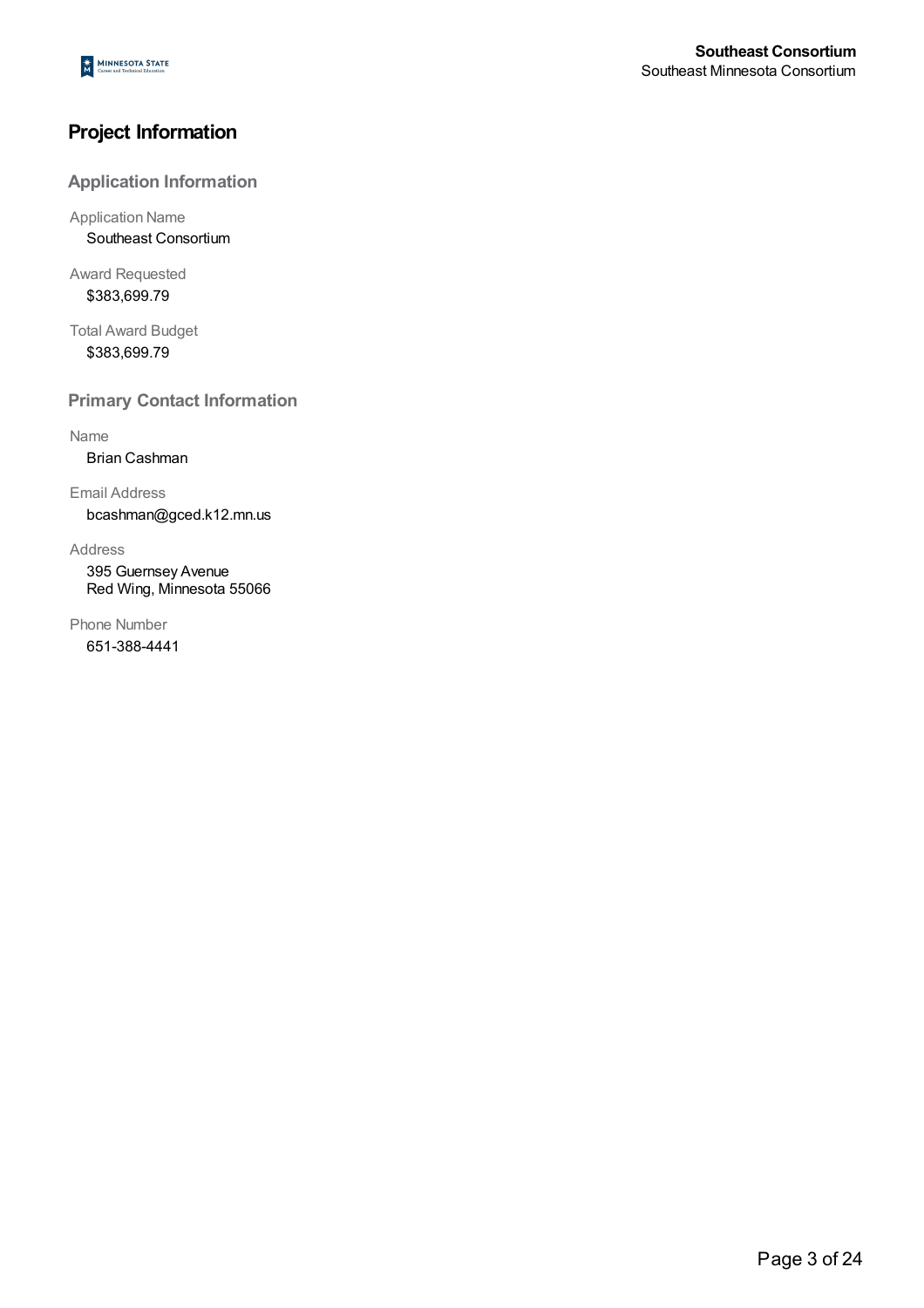# Project Information

## Application Information

Application Name
Southeast Consortium

Award Requested
$383,699.79

Total Award Budget
$383,699.79

## Primary Contact Information

Name
Brian Cashman

Email Address
bcashman@gced.k12.mn.us

Address
395 Guernsey Avenue
Red Wing, Minnesota 55066

Phone Number
651-388-4441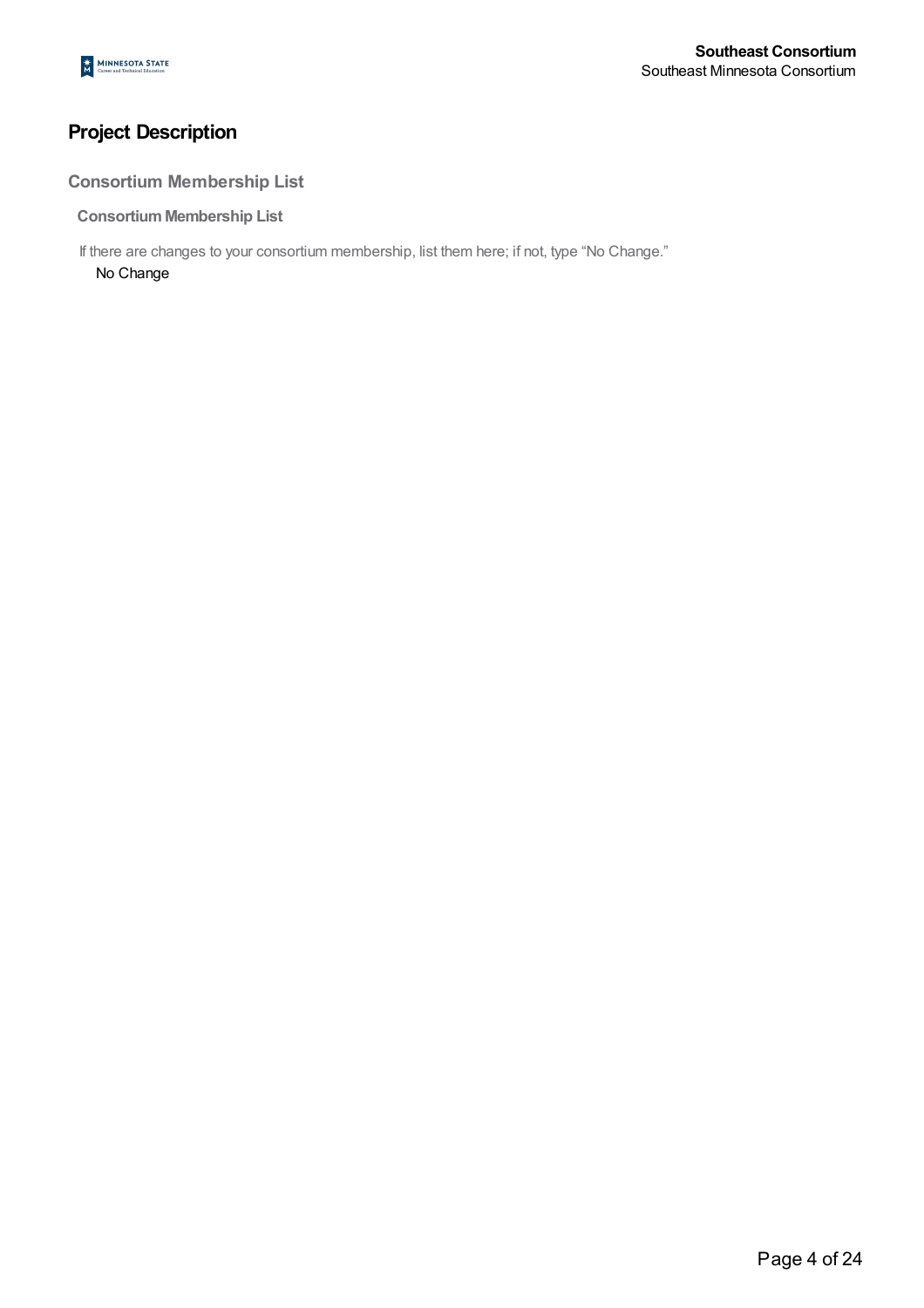# Project Description

## Consortium Membership List

### Consortium Membership List

If there are changes to your consortium membership, list them here; if not, type "No Change."

No Change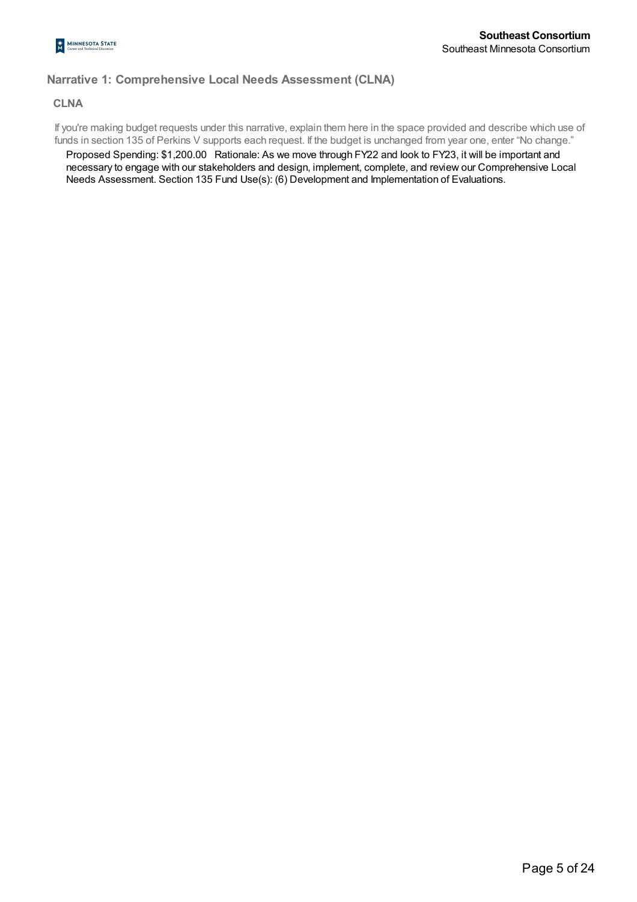## Narrative 1: Comprehensive Local Needs Assessment (CLNA)

### CLNA

If you're making budget requests under this narrative, explain them here in the space provided and describe which use of funds in section 135 of Perkins V supports each request. If the budget is unchanged from year one, enter “No change.”

Proposed Spending: $1,200.00 Rationale: As we move through FY22 and look to FY23, it will be important and necessary to engage with our stakeholders and design, implement, complete, and review our Comprehensive Local Needs Assessment. Section 135 Fund Use(s): (6) Development and Implementation of Evaluations.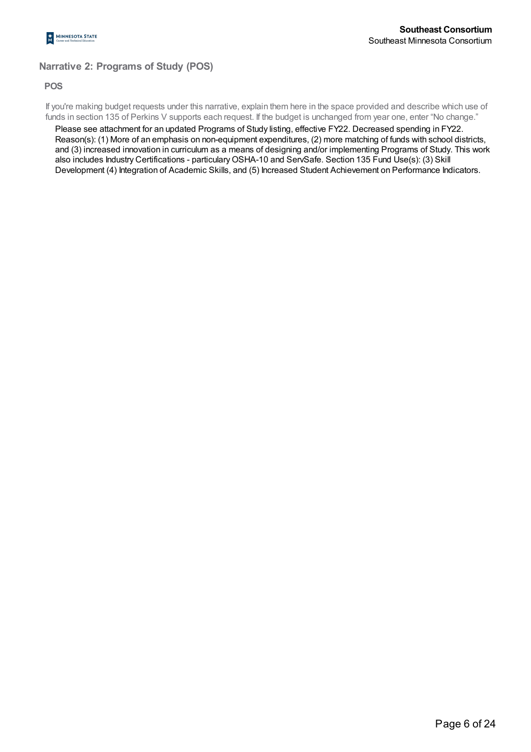## Narrative 2: Programs of Study (POS)

### POS

If you're making budget requests under this narrative, explain them here in the space provided and describe which use of funds in section 135 of Perkins V supports each request. If the budget is unchanged from year one, enter "No change."

Please see attachment for an updated Programs of Study listing, effective FY22. Decreased spending in FY22. Reason(s): (1) More of an emphasis on non-equipment expenditures, (2) more matching of funds with school districts, and (3) increased innovation in curriculum as a means of designing and/or implementing Programs of Study. This work also includes Industry Certifications - particulary OSHA-10 and ServSafe. Section 135 Fund Use(s): (3) Skill Development (4) Integration of Academic Skills, and (5) Increased Student Achievement on Performance Indicators.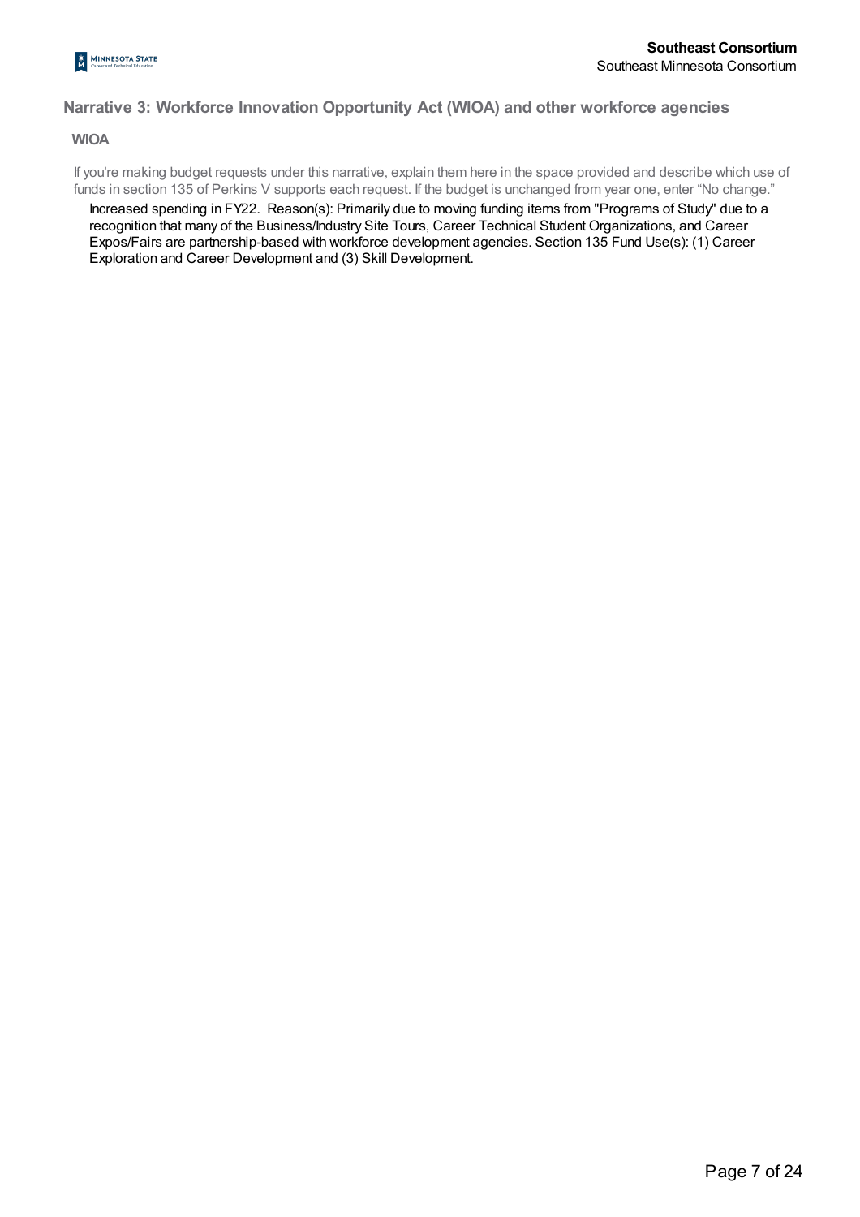## Narrative 3: Workforce Innovation Opportunity Act (WIOA) and other workforce agencies

### WIOA

If you're making budget requests under this narrative, explain them here in the space provided and describe which use of funds in section 135 of Perkins V supports each request. If the budget is unchanged from year one, enter "No change."

Increased spending in FY22. Reason(s): Primarily due to moving funding items from "Programs of Study" due to a recognition that many of the Business/Industry Site Tours, Career Technical Student Organizations, and Career Expos/Fairs are partnership-based with workforce development agencies. Section 135 Fund Use(s): (1) Career Exploration and Career Development and (3) Skill Development.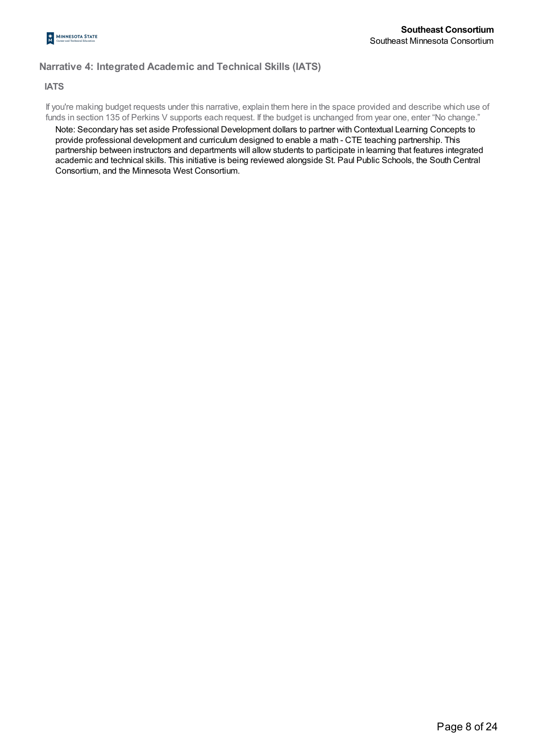## Narrative 4: Integrated Academic and Technical Skills (IATS)

### IATS

If you're making budget requests under this narrative, explain them here in the space provided and describe which use of funds in section 135 of Perkins V supports each request. If the budget is unchanged from year one, enter "No change."

Note: Secondary has set aside Professional Development dollars to partner with Contextual Learning Concepts to provide professional development and curriculum designed to enable a math - CTE teaching partnership. This partnership between instructors and departments will allow students to participate in learning that features integrated academic and technical skills. This initiative is being reviewed alongside St. Paul Public Schools, the South Central Consortium, and the Minnesota West Consortium.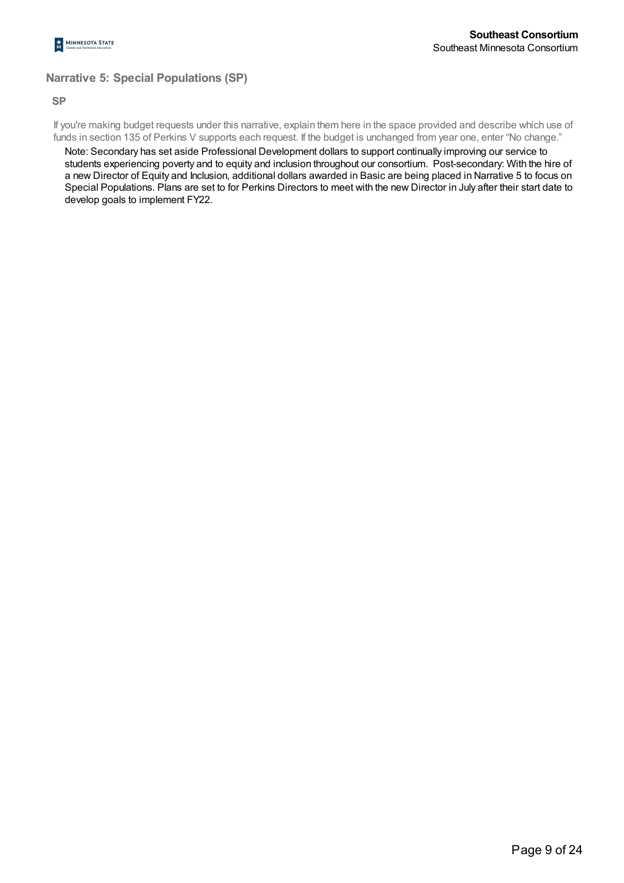## Narrative 5: Special Populations (SP)

### SP

If you're making budget requests under this narrative, explain them here in the space provided and describe which use of funds in section 135 of Perkins V supports each request. If the budget is unchanged from year one, enter "No change."

Note: Secondary has set aside Professional Development dollars to support continually improving our service to students experiencing poverty and to equity and inclusion throughout our consortium. Post-secondary: With the hire of a new Director of Equity and Inclusion, additional dollars awarded in Basic are being placed in Narrative 5 to focus on Special Populations. Plans are set to for Perkins Directors to meet with the new Director in July after their start date to develop goals to implement FY22.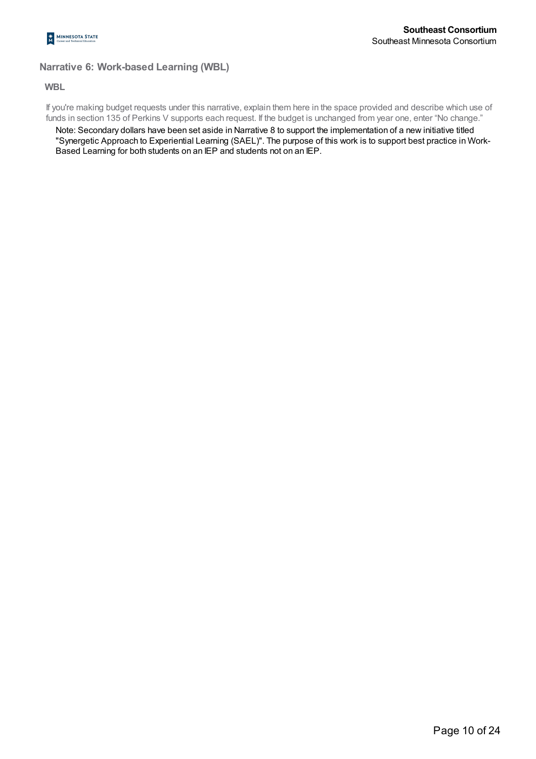## Narrative 6: Work-based Learning (WBL)

### WBL

If you're making budget requests under this narrative, explain them here in the space provided and describe which use of funds in section 135 of Perkins V supports each request. If the budget is unchanged from year one, enter "No change."

Note: Secondary dollars have been set aside in Narrative 8 to support the implementation of a new initiative titled "Synergetic Approach to Experiential Learning (SAEL)". The purpose of this work is to support best practice in Work-Based Learning for both students on an IEP and students not on an IEP.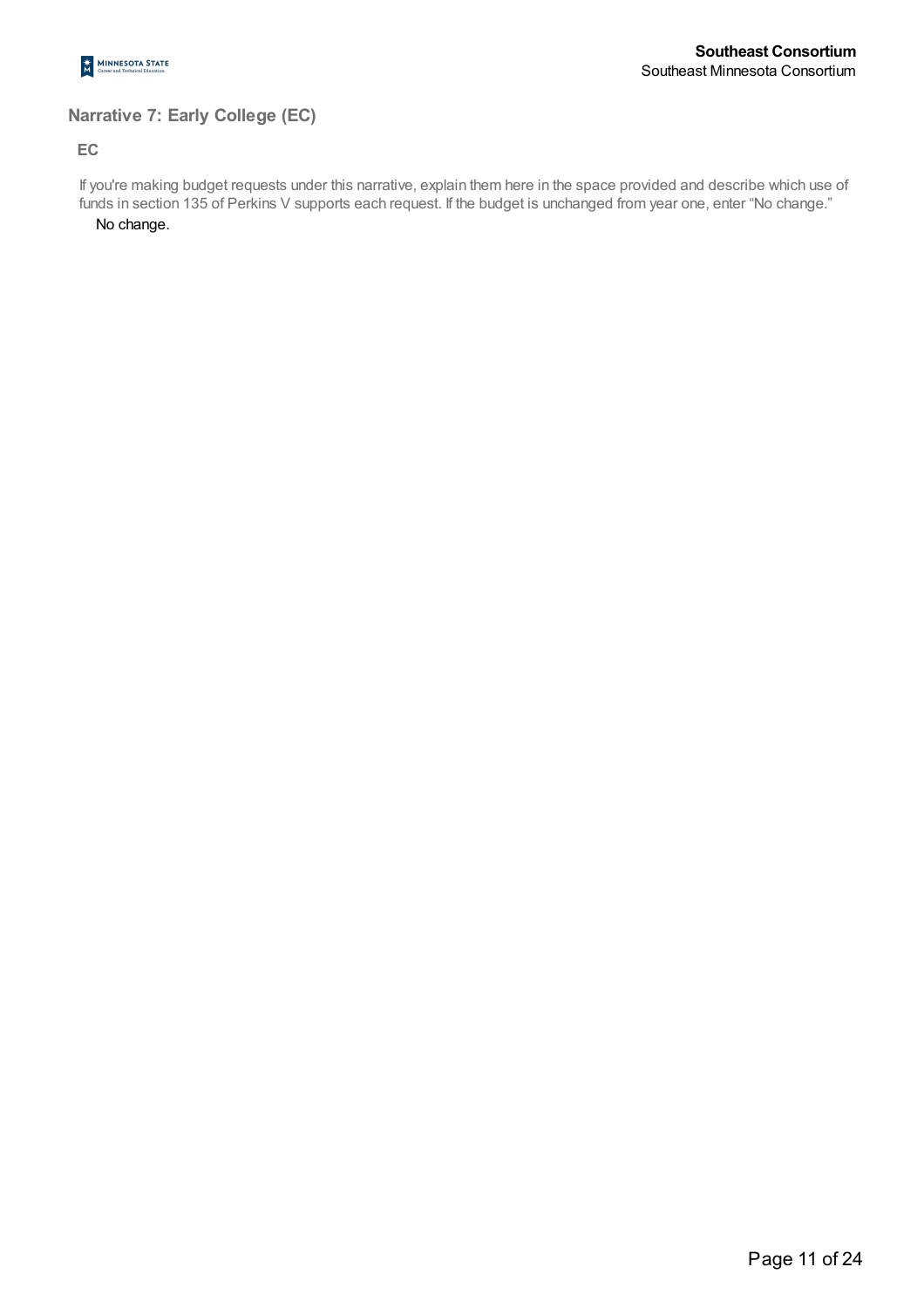## Narrative 7: Early College (EC)

### EC

If you're making budget requests under this narrative, explain them here in the space provided and describe which use of funds in section 135 of Perkins V supports each request. If the budget is unchanged from year one, enter “No change.”

No change.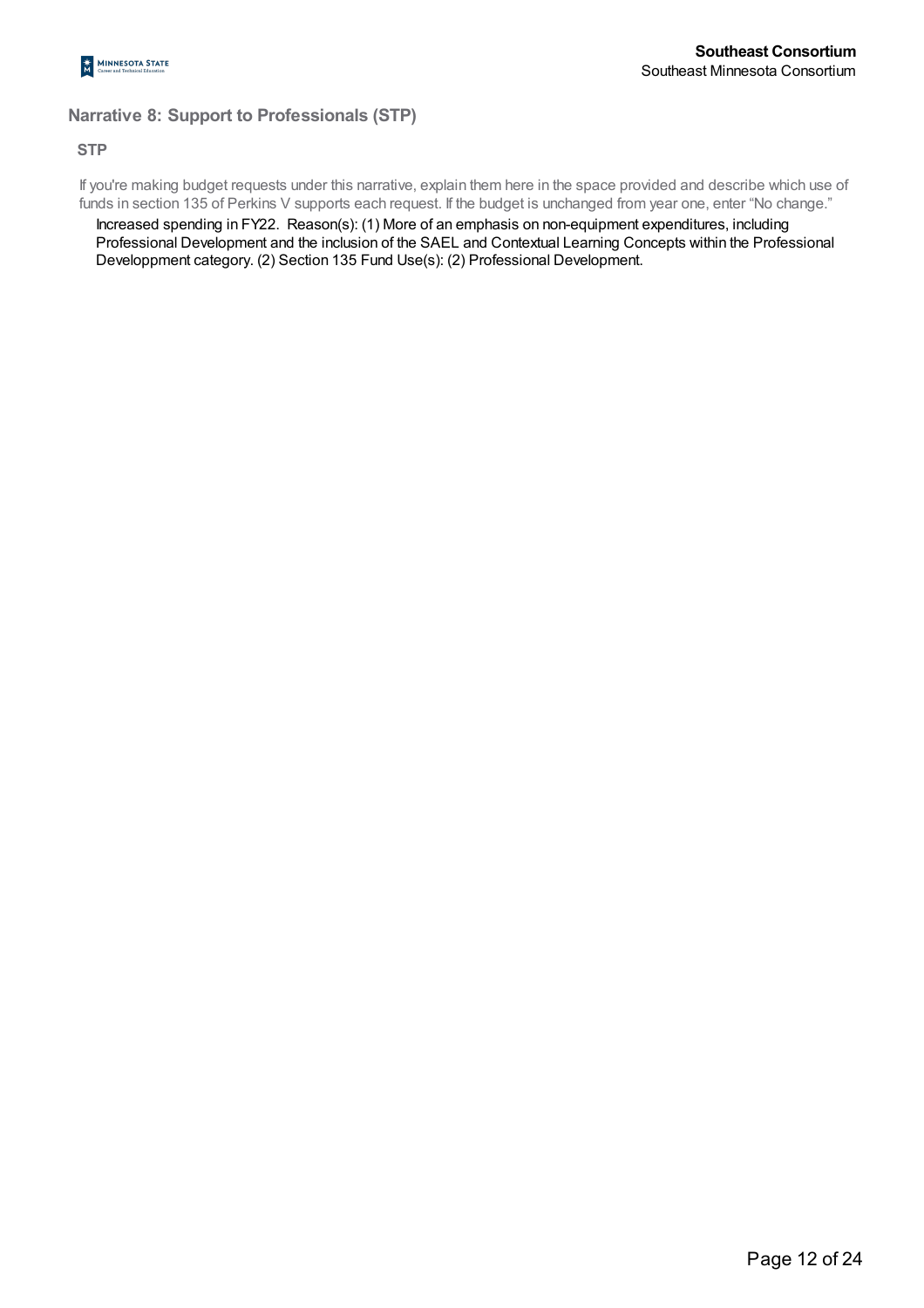## Narrative 8: Support to Professionals (STP)

### STP

If you're making budget requests under this narrative, explain them here in the space provided and describe which use of funds in section 135 of Perkins V supports each request. If the budget is unchanged from year one, enter "No change."

Increased spending in FY22. Reason(s): (1) More of an emphasis on non-equipment expenditures, including Professional Development and the inclusion of the SAEL and Contextual Learning Concepts within the Professional Developpment category. (2) Section 135 Fund Use(s): (2) Professional Development.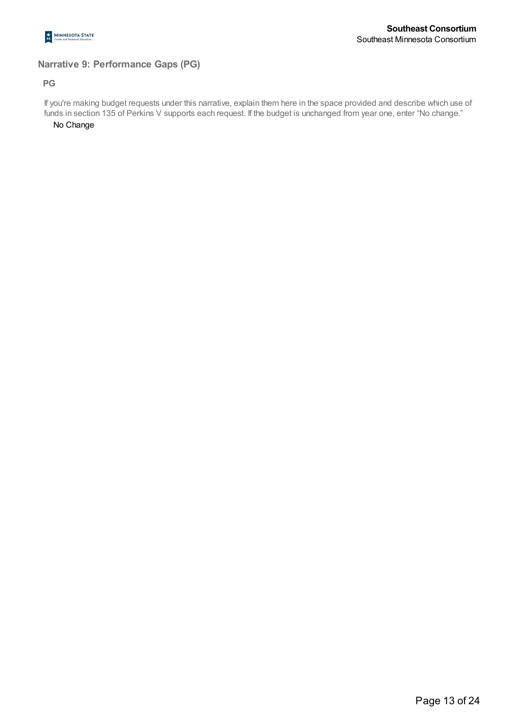## Narrative 9: Performance Gaps (PG)

### PG

If you're making budget requests under this narrative, explain them here in the space provided and describe which use of funds in section 135 of Perkins V supports each request. If the budget is unchanged from year one, enter “No change.”

No Change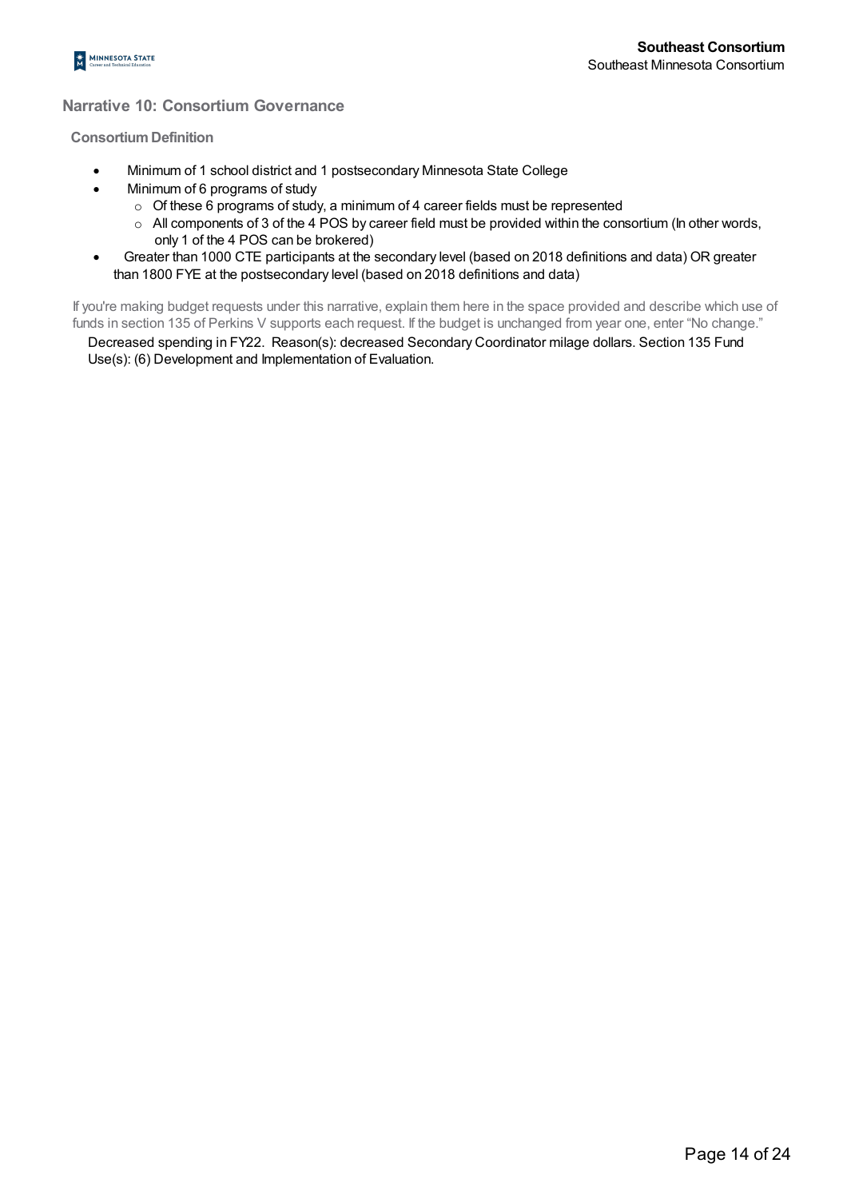## Narrative 10: Consortium Governance

### Consortium Definition

- Minimum of 1 school district and 1 postsecondary Minnesota State College
- Minimum of 6 programs of study
  - Of these 6 programs of study, a minimum of 4 career fields must be represented
  - All components of 3 of the 4 POS by career field must be provided within the consortium (In other words, only 1 of the 4 POS can be brokered)
- Greater than 1000 CTE participants at the secondary level (based on 2018 definitions and data) OR greater than 1800 FYE at the postsecondary level (based on 2018 definitions and data)

If you're making budget requests under this narrative, explain them here in the space provided and describe which use of funds in section 135 of Perkins V supports each request. If the budget is unchanged from year one, enter "No change."

Decreased spending in FY22. Reason(s): decreased Secondary Coordinator milage dollars. Section 135 Fund Use(s): (6) Development and Implementation of Evaluation.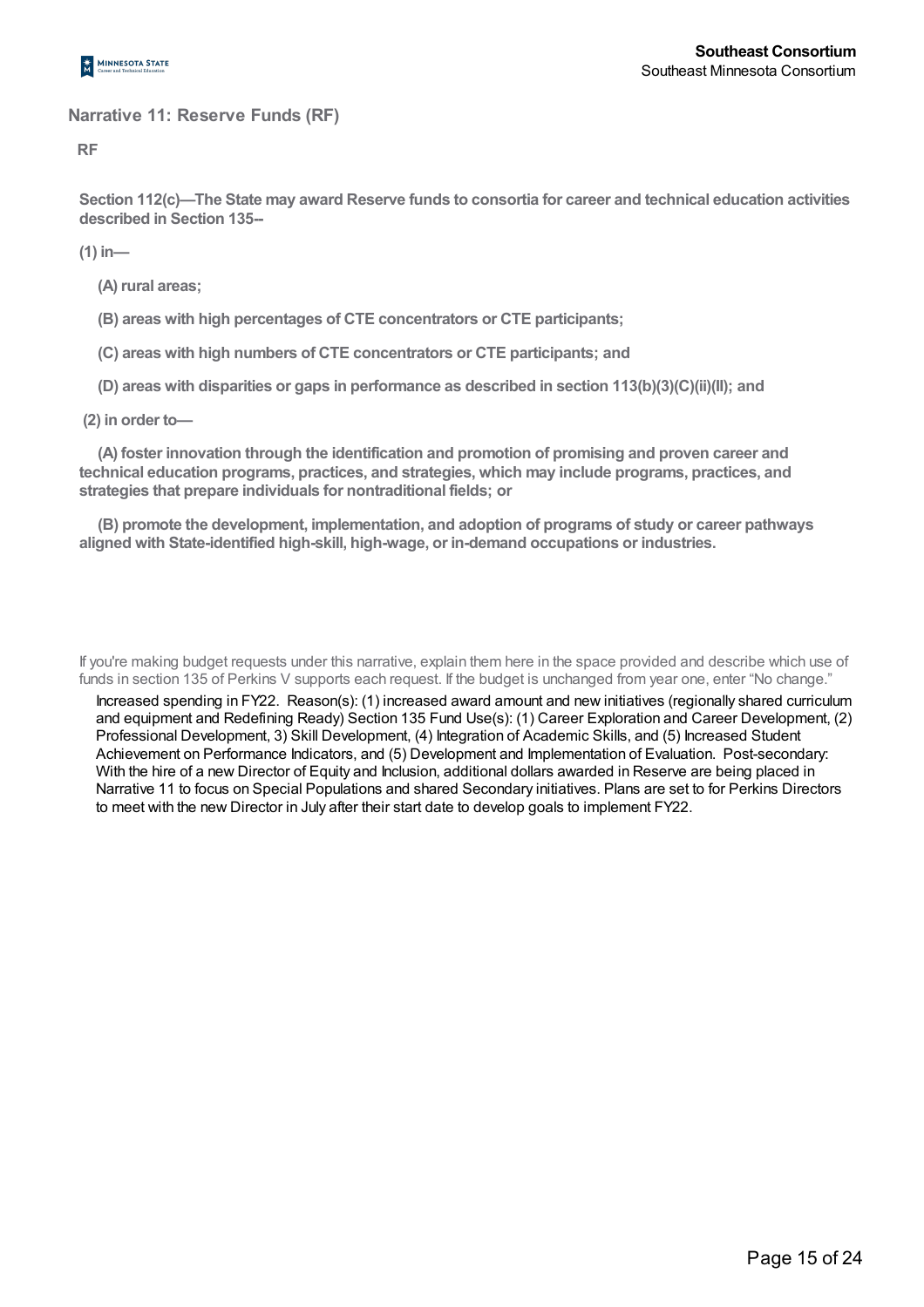## Narrative 11: Reserve Funds (RF)

**RF**

**Section 112(c)—The State may award Reserve funds to consortia for career and technical education activities described in Section 135--**

**(1) in—**

**(A) rural areas;**

**(B) areas with high percentages of CTE concentrators or CTE participants;**

**(C) areas with high numbers of CTE concentrators or CTE participants; and**

**(D) areas with disparities or gaps in performance as described in section 113(b)(3)(C)(ii)(II); and**

**(2) in order to—**

**(A) foster innovation through the identification and promotion of promising and proven career and technical education programs, practices, and strategies, which may include programs, practices, and strategies that prepare individuals for nontraditional fields; or**

**(B) promote the development, implementation, and adoption of programs of study or career pathways aligned with State-identified high-skill, high-wage, or in-demand occupations or industries.**

If you're making budget requests under this narrative, explain them here in the space provided and describe which use of funds in section 135 of Perkins V supports each request. If the budget is unchanged from year one, enter "No change."

Increased spending in FY22. Reason(s): (1) increased award amount and new initiatives (regionally shared curriculum and equipment and Redefining Ready) Section 135 Fund Use(s): (1) Career Exploration and Career Development, (2) Professional Development, 3) Skill Development, (4) Integration of Academic Skills, and (5) Increased Student Achievement on Performance Indicators, and (5) Development and Implementation of Evaluation. Post-secondary: With the hire of a new Director of Equity and Inclusion, additional dollars awarded in Reserve are being placed in Narrative 11 to focus on Special Populations and shared Secondary initiatives. Plans are set to for Perkins Directors to meet with the new Director in July after their start date to develop goals to implement FY22.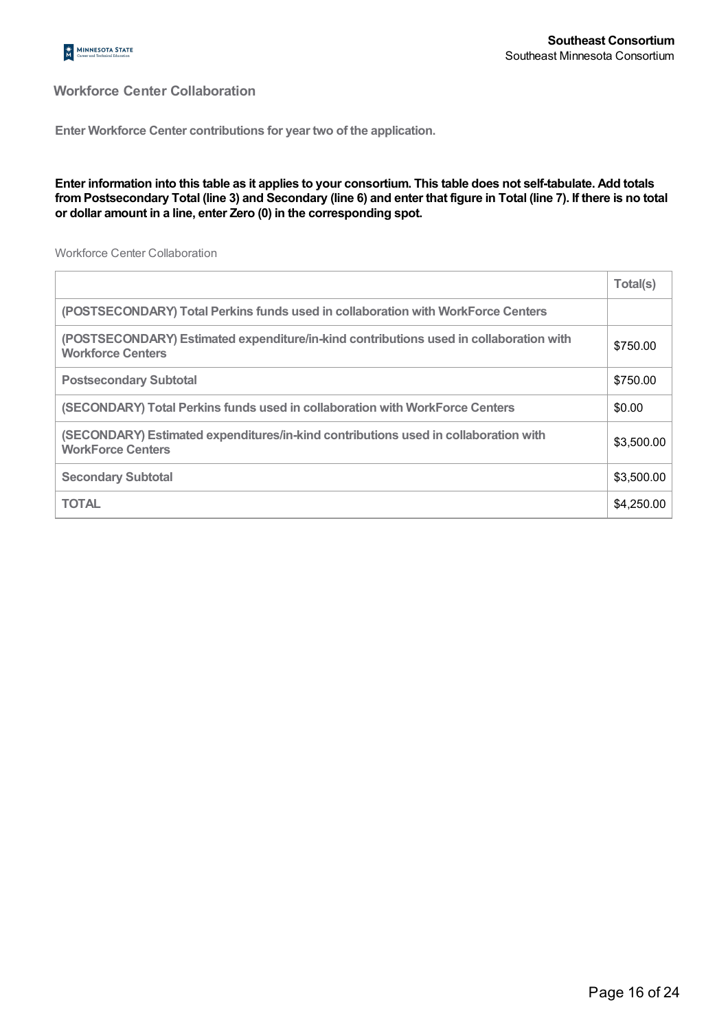## Workforce Center Collaboration

**Enter Workforce Center contributions for year two of the application.**

**Enter information into this table as it applies to your consortium. This table does not self-tabulate. Add totals from Postsecondary Total (line 3) and Secondary (line 6) and enter that figure in Total (line 7). If there is no total or dollar amount in a line, enter Zero (0) in the corresponding spot.**

Workforce Center Collaboration

| | Total(s) |
|---|---|
| (POSTSECONDARY) Total Perkins funds used in collaboration with WorkForce Centers | |
| (POSTSECONDARY) Estimated expenditure/in-kind contributions used in collaboration with Workforce Centers | $750.00 |
| Postsecondary Subtotal | $750.00 |
| (SECONDARY) Total Perkins funds used in collaboration with WorkForce Centers | $0.00 |
| (SECONDARY) Estimated expenditures/in-kind contributions used in collaboration with WorkForce Centers | $3,500.00 |
| Secondary Subtotal | $3,500.00 |
| TOTAL | $4,250.00 |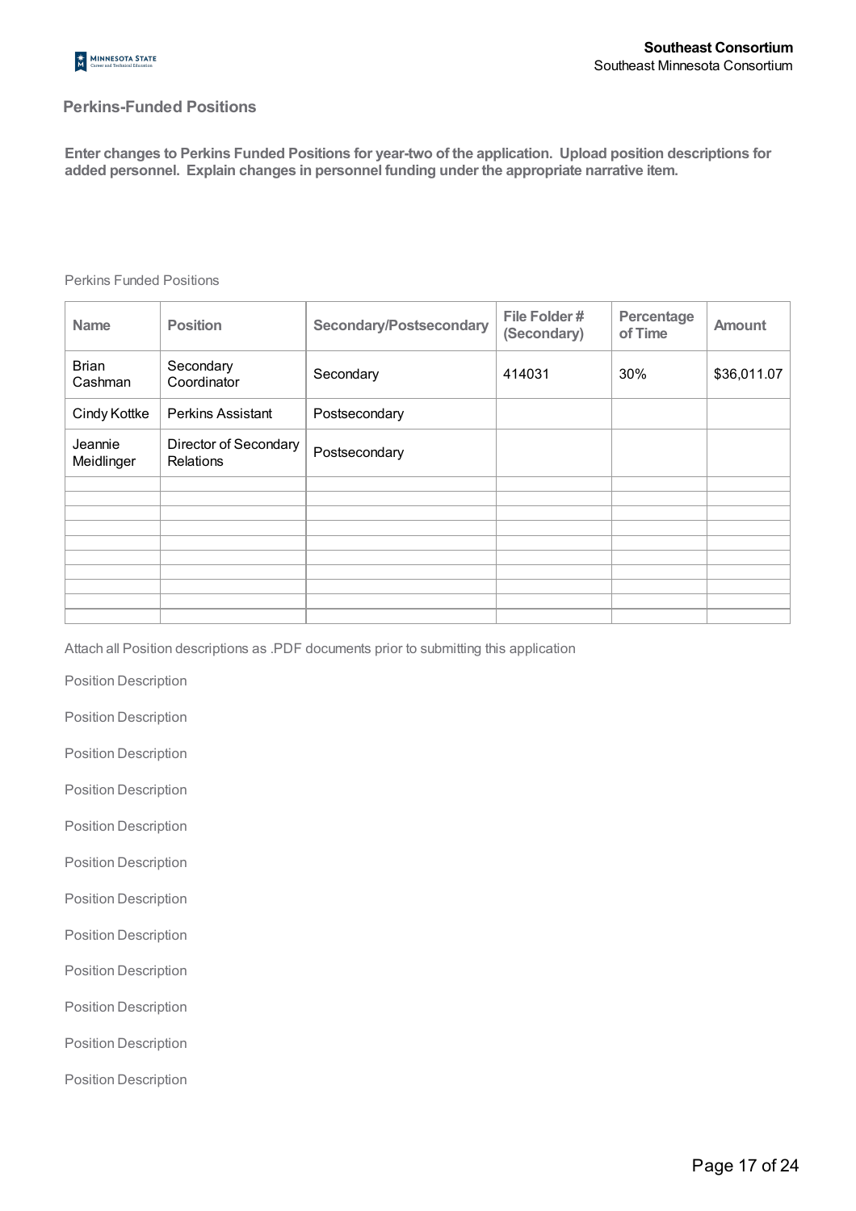## Perkins-Funded Positions

**Enter changes to Perkins Funded Positions for year-two of the application. Upload position descriptions for added personnel. Explain changes in personnel funding under the appropriate narrative item.**

Perkins Funded Positions

| Name | Position | Secondary/Postsecondary | File Folder # (Secondary) | Percentage of Time | Amount |
|---|---|---|---|---|---|
| Brian Cashman | Secondary Coordinator | Secondary | 414031 | 30% | $36,011.07 |
| Cindy Kottke | Perkins Assistant | Postsecondary | | | |
| Jeannie Meidlinger | Director of Secondary Relations | Postsecondary | | | |
| | | | | | |
| | | | | | |
| | | | | | |
| | | | | | |
| | | | | | |
| | | | | | |
| | | | | | |
| | | | | | |
| | | | | | |
| | | | | | |

Attach all Position descriptions as .PDF documents prior to submitting this application

Position Description

Position Description

Position Description

Position Description

Position Description

Position Description

Position Description

Position Description

Position Description

Position Description

Position Description

Position Description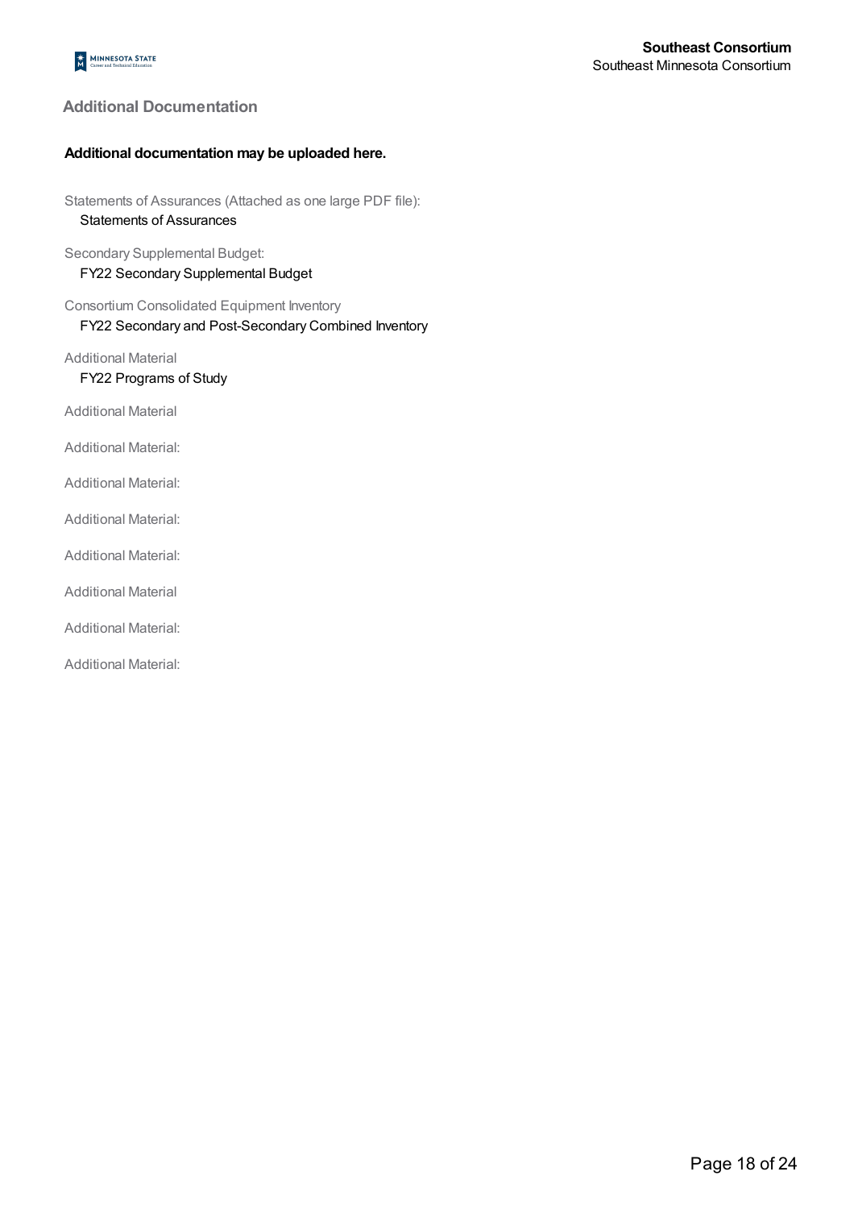## Additional Documentation

**Additional documentation may be uploaded here.**

Statements of Assurances (Attached as one large PDF file):
Statements of Assurances

Secondary Supplemental Budget:
FY22 Secondary Supplemental Budget

Consortium Consolidated Equipment Inventory
FY22 Secondary and Post-Secondary Combined Inventory

Additional Material
FY22 Programs of Study

Additional Material

Additional Material:

Additional Material:

Additional Material:

Additional Material:

Additional Material

Additional Material:

Additional Material: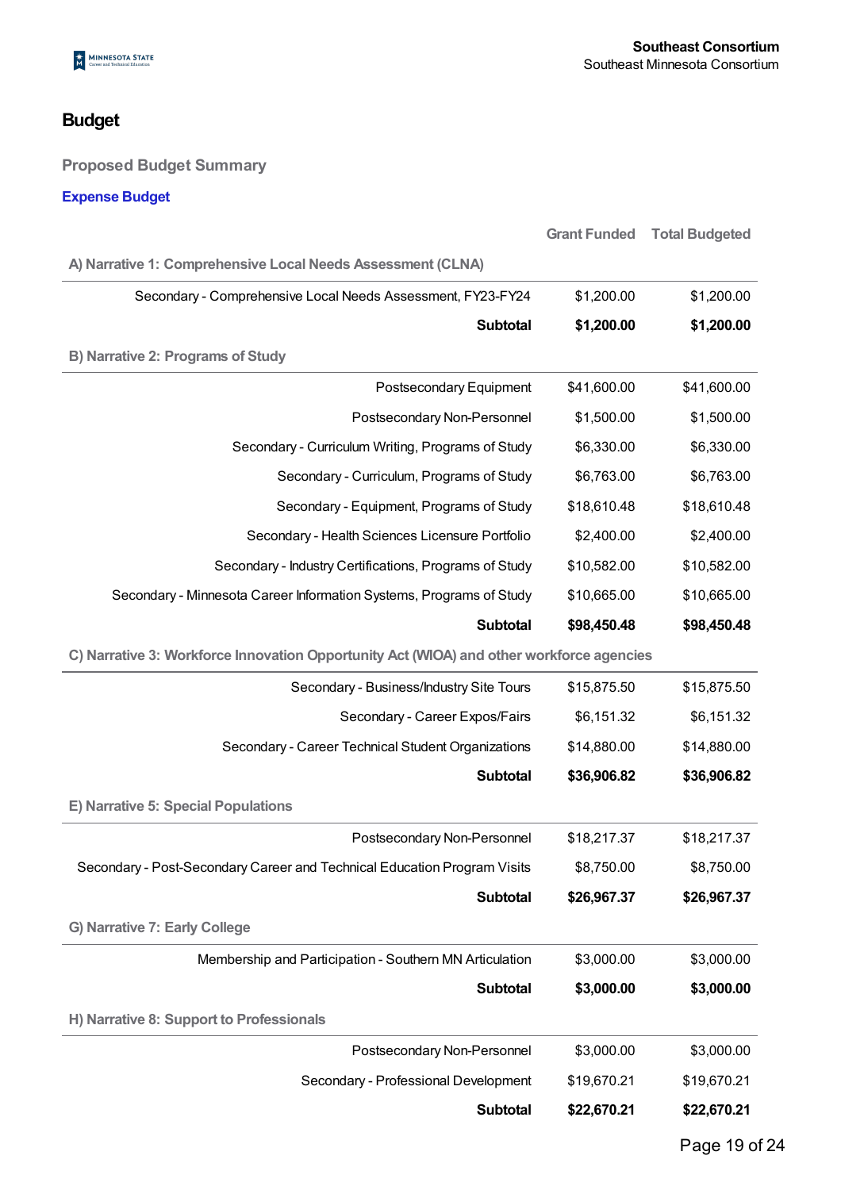# Budget

## Proposed Budget Summary

### Expense Budget

| | Grant Funded | Total Budgeted |
|---|---|---|
| **A) Narrative 1: Comprehensive Local Needs Assessment (CLNA)** | | |
| Secondary - Comprehensive Local Needs Assessment, FY23-FY24 | $1,200.00 | $1,200.00 |
| **Subtotal** | **$1,200.00** | **$1,200.00** |
| **B) Narrative 2: Programs of Study** | | |
| Postsecondary Equipment | $41,600.00 | $41,600.00 |
| Postsecondary Non-Personnel | $1,500.00 | $1,500.00 |
| Secondary - Curriculum Writing, Programs of Study | $6,330.00 | $6,330.00 |
| Secondary - Curriculum, Programs of Study | $6,763.00 | $6,763.00 |
| Secondary - Equipment, Programs of Study | $18,610.48 | $18,610.48 |
| Secondary - Health Sciences Licensure Portfolio | $2,400.00 | $2,400.00 |
| Secondary - Industry Certifications, Programs of Study | $10,582.00 | $10,582.00 |
| Secondary - Minnesota Career Information Systems, Programs of Study | $10,665.00 | $10,665.00 |
| **Subtotal** | **$98,450.48** | **$98,450.48** |
| **C) Narrative 3: Workforce Innovation Opportunity Act (WIOA) and other workforce agencies** | | |
| Secondary - Business/Industry Site Tours | $15,875.50 | $15,875.50 |
| Secondary - Career Expos/Fairs | $6,151.32 | $6,151.32 |
| Secondary - Career Technical Student Organizations | $14,880.00 | $14,880.00 |
| **Subtotal** | **$36,906.82** | **$36,906.82** |
| **E) Narrative 5: Special Populations** | | |
| Postsecondary Non-Personnel | $18,217.37 | $18,217.37 |
| Secondary - Post-Secondary Career and Technical Education Program Visits | $8,750.00 | $8,750.00 |
| **Subtotal** | **$26,967.37** | **$26,967.37** |
| **G) Narrative 7: Early College** | | |
| Membership and Participation - Southern MN Articulation | $3,000.00 | $3,000.00 |
| **Subtotal** | **$3,000.00** | **$3,000.00** |
| **H) Narrative 8: Support to Professionals** | | |
| Postsecondary Non-Personnel | $3,000.00 | $3,000.00 |
| Secondary - Professional Development | $19,670.21 | $19,670.21 |
| **Subtotal** | **$22,670.21** | **$22,670.21** |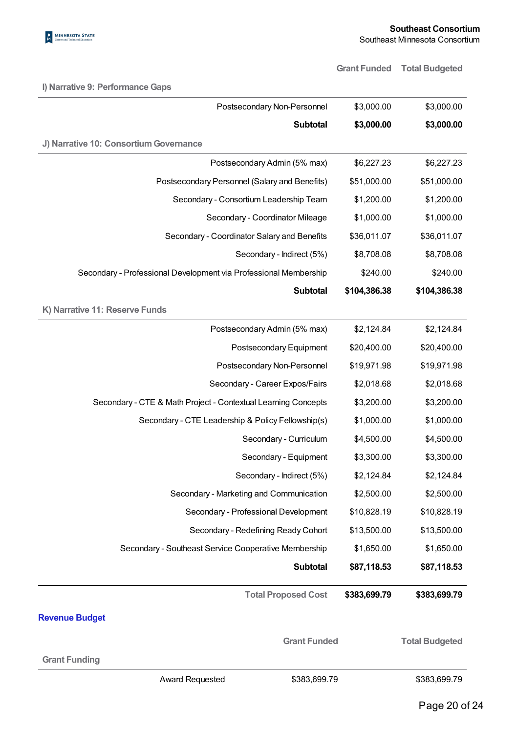| | Grant Funded | Total Budgeted |
|---|---|---|
| **I) Narrative 9: Performance Gaps** | | |
| Postsecondary Non-Personnel | $3,000.00 | $3,000.00 |
| **Subtotal** | **$3,000.00** | **$3,000.00** |
| **J) Narrative 10: Consortium Governance** | | |
| Postsecondary Admin (5% max) | $6,227.23 | $6,227.23 |
| Postsecondary Personnel (Salary and Benefits) | $51,000.00 | $51,000.00 |
| Secondary - Consortium Leadership Team | $1,200.00 | $1,200.00 |
| Secondary - Coordinator Mileage | $1,000.00 | $1,000.00 |
| Secondary - Coordinator Salary and Benefits | $36,011.07 | $36,011.07 |
| Secondary - Indirect (5%) | $8,708.08 | $8,708.08 |
| Secondary - Professional Development via Professional Membership | $240.00 | $240.00 |
| **Subtotal** | **$104,386.38** | **$104,386.38** |
| **K) Narrative 11: Reserve Funds** | | |
| Postsecondary Admin (5% max) | $2,124.84 | $2,124.84 |
| Postsecondary Equipment | $20,400.00 | $20,400.00 |
| Postsecondary Non-Personnel | $19,971.98 | $19,971.98 |
| Secondary - Career Expos/Fairs | $2,018.68 | $2,018.68 |
| Secondary - CTE & Math Project - Contextual Learning Concepts | $3,200.00 | $3,200.00 |
| Secondary - CTE Leadership & Policy Fellowship(s) | $1,000.00 | $1,000.00 |
| Secondary - Curriculum | $4,500.00 | $4,500.00 |
| Secondary - Equipment | $3,300.00 | $3,300.00 |
| Secondary - Indirect (5%) | $2,124.84 | $2,124.84 |
| Secondary - Marketing and Communication | $2,500.00 | $2,500.00 |
| Secondary - Professional Development | $10,828.19 | $10,828.19 |
| Secondary - Redefining Ready Cohort | $13,500.00 | $13,500.00 |
| Secondary - Southeast Service Cooperative Membership | $1,650.00 | $1,650.00 |
| **Subtotal** | **$87,118.53** | **$87,118.53** |
| **Total Proposed Cost** | **$383,699.79** | **$383,699.79** |

## Revenue Budget

| | Grant Funded | Total Budgeted |
|---|---|---|
| **Grant Funding** | | |
| Award Requested | $383,699.79 | $383,699.79 |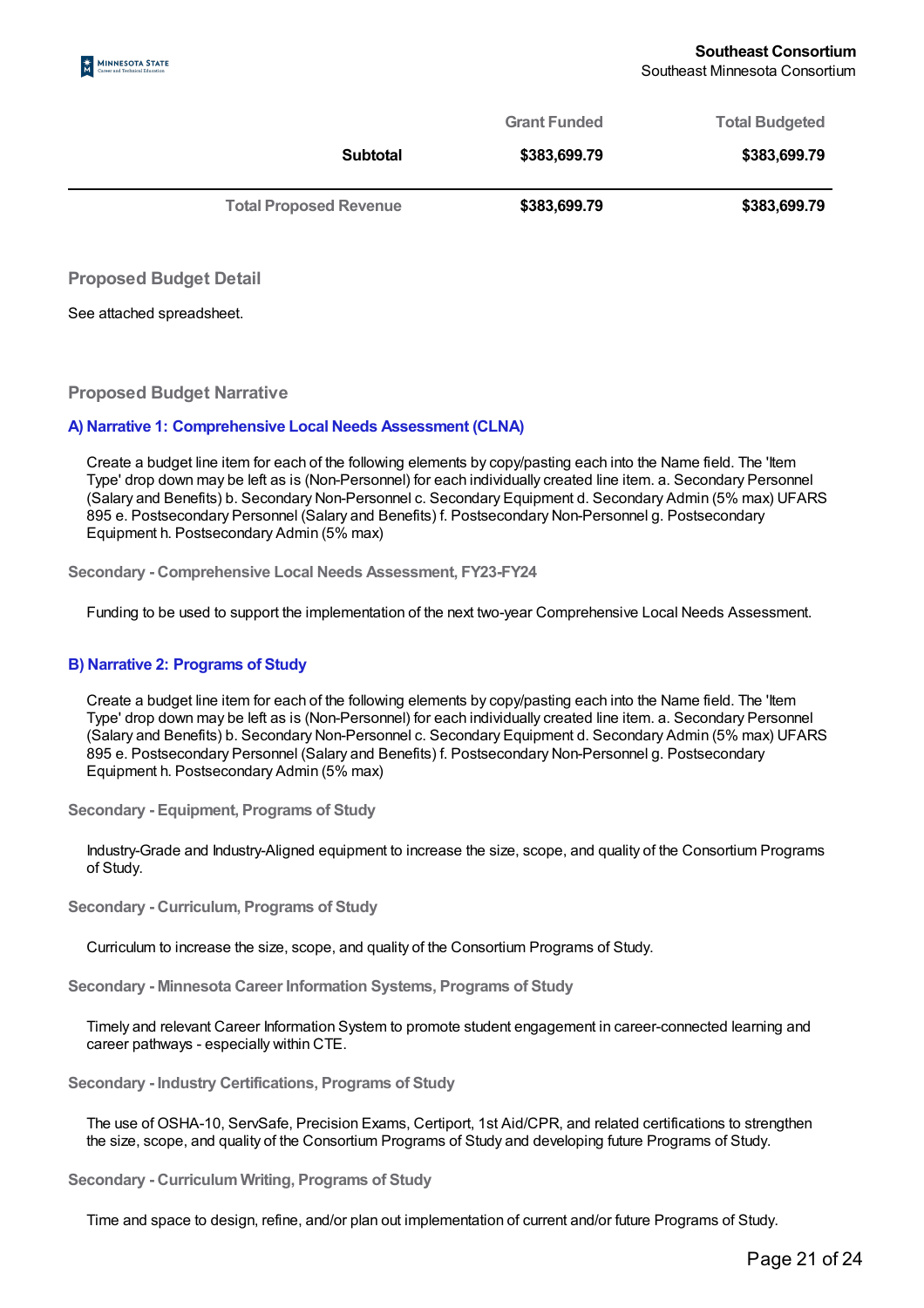| | Grant Funded | Total Budgeted |
|---|---|---|
| **Subtotal** | **$383,699.79** | **$383,699.79** |
| **Total Proposed Revenue** | **$383,699.79** | **$383,699.79** |

## Proposed Budget Detail

See attached spreadsheet.

## Proposed Budget Narrative

### A) Narrative 1: Comprehensive Local Needs Assessment (CLNA)

Create a budget line item for each of the following elements by copy/pasting each into the Name field. The 'Item Type' drop down may be left as is (Non-Personnel) for each individually created line item. a. Secondary Personnel (Salary and Benefits) b. Secondary Non-Personnel c. Secondary Equipment d. Secondary Admin (5% max) UFARS 895 e. Postsecondary Personnel (Salary and Benefits) f. Postsecondary Non-Personnel g. Postsecondary Equipment h. Postsecondary Admin (5% max)

#### Secondary - Comprehensive Local Needs Assessment, FY23-FY24

Funding to be used to support the implementation of the next two-year Comprehensive Local Needs Assessment.

### B) Narrative 2: Programs of Study

Create a budget line item for each of the following elements by copy/pasting each into the Name field. The 'Item Type' drop down may be left as is (Non-Personnel) for each individually created line item. a. Secondary Personnel (Salary and Benefits) b. Secondary Non-Personnel c. Secondary Equipment d. Secondary Admin (5% max) UFARS 895 e. Postsecondary Personnel (Salary and Benefits) f. Postsecondary Non-Personnel g. Postsecondary Equipment h. Postsecondary Admin (5% max)

#### Secondary - Equipment, Programs of Study

Industry-Grade and Industry-Aligned equipment to increase the size, scope, and quality of the Consortium Programs of Study.

#### Secondary - Curriculum, Programs of Study

Curriculum to increase the size, scope, and quality of the Consortium Programs of Study.

#### Secondary - Minnesota Career Information Systems, Programs of Study

Timely and relevant Career Information System to promote student engagement in career-connected learning and career pathways - especially within CTE.

#### Secondary - Industry Certifications, Programs of Study

The use of OSHA-10, ServSafe, Precision Exams, Certiport, 1st Aid/CPR, and related certifications to strengthen the size, scope, and quality of the Consortium Programs of Study and developing future Programs of Study.

#### Secondary - Curriculum Writing, Programs of Study

Time and space to design, refine, and/or plan out implementation of current and/or future Programs of Study.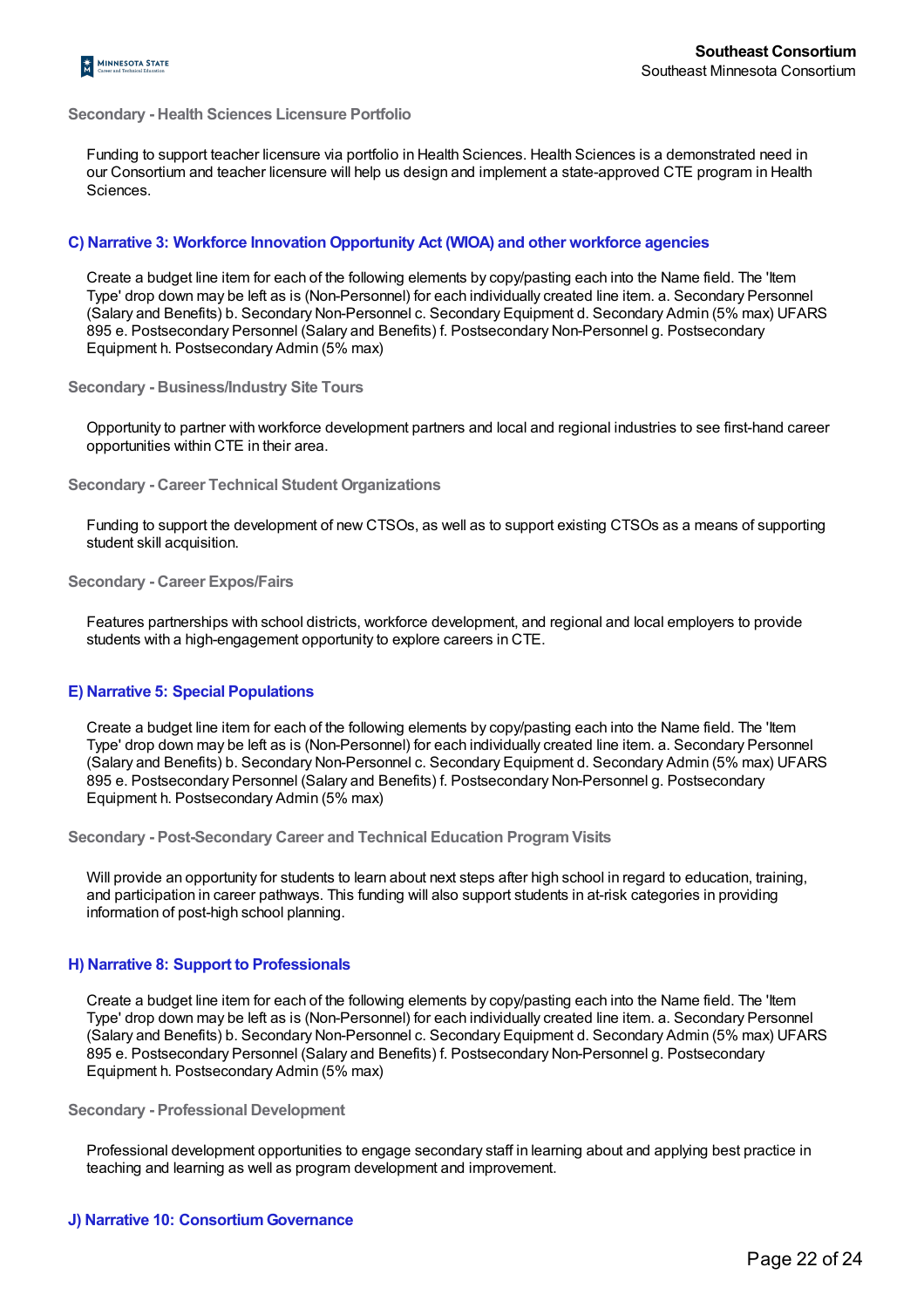### Secondary - Health Sciences Licensure Portfolio

Funding to support teacher licensure via portfolio in Health Sciences. Health Sciences is a demonstrated need in our Consortium and teacher licensure will help us design and implement a state-approved CTE program in Health Sciences.

## C) Narrative 3: Workforce Innovation Opportunity Act (WIOA) and other workforce agencies

Create a budget line item for each of the following elements by copy/pasting each into the Name field. The 'Item Type' drop down may be left as is (Non-Personnel) for each individually created line item. a. Secondary Personnel (Salary and Benefits) b. Secondary Non-Personnel c. Secondary Equipment d. Secondary Admin (5% max) UFARS 895 e. Postsecondary Personnel (Salary and Benefits) f. Postsecondary Non-Personnel g. Postsecondary Equipment h. Postsecondary Admin (5% max)

### Secondary - Business/Industry Site Tours

Opportunity to partner with workforce development partners and local and regional industries to see first-hand career opportunities within CTE in their area.

### Secondary - Career Technical Student Organizations

Funding to support the development of new CTSOs, as well as to support existing CTSOs as a means of supporting student skill acquisition.

### Secondary - Career Expos/Fairs

Features partnerships with school districts, workforce development, and regional and local employers to provide students with a high-engagement opportunity to explore careers in CTE.

## E) Narrative 5: Special Populations

Create a budget line item for each of the following elements by copy/pasting each into the Name field. The 'Item Type' drop down may be left as is (Non-Personnel) for each individually created line item. a. Secondary Personnel (Salary and Benefits) b. Secondary Non-Personnel c. Secondary Equipment d. Secondary Admin (5% max) UFARS 895 e. Postsecondary Personnel (Salary and Benefits) f. Postsecondary Non-Personnel g. Postsecondary Equipment h. Postsecondary Admin (5% max)

### Secondary - Post-Secondary Career and Technical Education Program Visits

Will provide an opportunity for students to learn about next steps after high school in regard to education, training, and participation in career pathways. This funding will also support students in at-risk categories in providing information of post-high school planning.

## H) Narrative 8: Support to Professionals

Create a budget line item for each of the following elements by copy/pasting each into the Name field. The 'Item Type' drop down may be left as is (Non-Personnel) for each individually created line item. a. Secondary Personnel (Salary and Benefits) b. Secondary Non-Personnel c. Secondary Equipment d. Secondary Admin (5% max) UFARS 895 e. Postsecondary Personnel (Salary and Benefits) f. Postsecondary Non-Personnel g. Postsecondary Equipment h. Postsecondary Admin (5% max)

### Secondary - Professional Development

Professional development opportunities to engage secondary staff in learning about and applying best practice in teaching and learning as well as program development and improvement.

## J) Narrative 10: Consortium Governance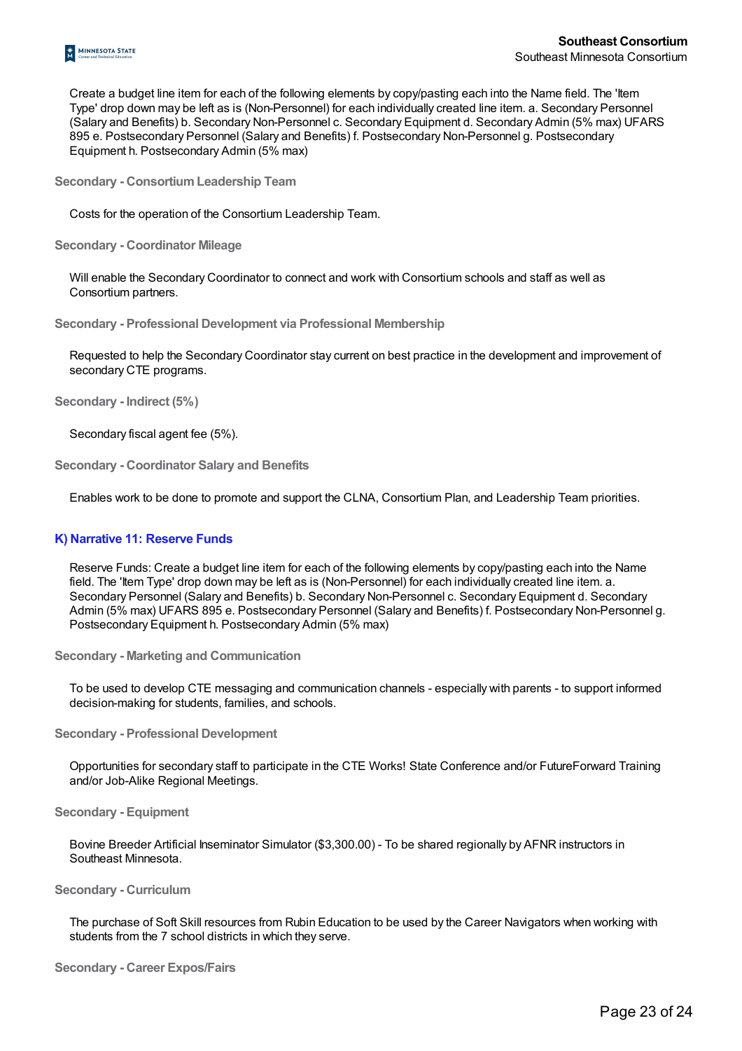Create a budget line item for each of the following elements by copy/pasting each into the Name field. The 'Item Type' drop down may be left as is (Non-Personnel) for each individually created line item. a. Secondary Personnel (Salary and Benefits) b. Secondary Non-Personnel c. Secondary Equipment d. Secondary Admin (5% max) UFARS 895 e. Postsecondary Personnel (Salary and Benefits) f. Postsecondary Non-Personnel g. Postsecondary Equipment h. Postsecondary Admin (5% max)

**Secondary - Consortium Leadership Team**

Costs for the operation of the Consortium Leadership Team.

**Secondary - Coordinator Mileage**

Will enable the Secondary Coordinator to connect and work with Consortium schools and staff as well as Consortium partners.

**Secondary - Professional Development via Professional Membership**

Requested to help the Secondary Coordinator stay current on best practice in the development and improvement of secondary CTE programs.

**Secondary - Indirect (5%)**

Secondary fiscal agent fee (5%).

**Secondary - Coordinator Salary and Benefits**

Enables work to be done to promote and support the CLNA, Consortium Plan, and Leadership Team priorities.

### K) Narrative 11: Reserve Funds

Reserve Funds: Create a budget line item for each of the following elements by copy/pasting each into the Name field. The 'Item Type' drop down may be left as is (Non-Personnel) for each individually created line item. a. Secondary Personnel (Salary and Benefits) b. Secondary Non-Personnel c. Secondary Equipment d. Secondary Admin (5% max) UFARS 895 e. Postsecondary Personnel (Salary and Benefits) f. Postsecondary Non-Personnel g. Postsecondary Equipment h. Postsecondary Admin (5% max)

**Secondary - Marketing and Communication**

To be used to develop CTE messaging and communication channels - especially with parents - to support informed decision-making for students, families, and schools.

**Secondary - Professional Development**

Opportunities for secondary staff to participate in the CTE Works! State Conference and/or FutureForward Training and/or Job-Alike Regional Meetings.

**Secondary - Equipment**

Bovine Breeder Artificial Inseminator Simulator ($3,300.00) - To be shared regionally by AFNR instructors in Southeast Minnesota.

**Secondary - Curriculum**

The purchase of Soft Skill resources from Rubin Education to be used by the Career Navigators when working with students from the 7 school districts in which they serve.

**Secondary - Career Expos/Fairs**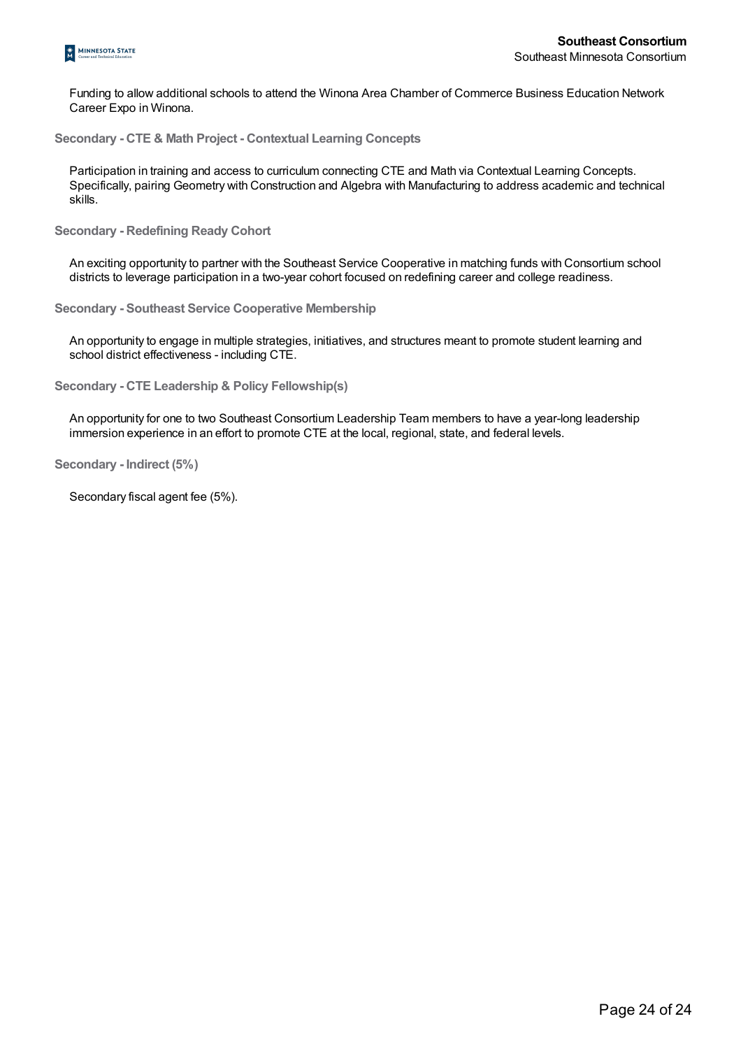Funding to allow additional schools to attend the Winona Area Chamber of Commerce Business Education Network Career Expo in Winona.

### Secondary - CTE & Math Project - Contextual Learning Concepts

Participation in training and access to curriculum connecting CTE and Math via Contextual Learning Concepts. Specifically, pairing Geometry with Construction and Algebra with Manufacturing to address academic and technical skills.

### Secondary - Redefining Ready Cohort

An exciting opportunity to partner with the Southeast Service Cooperative in matching funds with Consortium school districts to leverage participation in a two-year cohort focused on redefining career and college readiness.

### Secondary - Southeast Service Cooperative Membership

An opportunity to engage in multiple strategies, initiatives, and structures meant to promote student learning and school district effectiveness - including CTE.

### Secondary - CTE Leadership & Policy Fellowship(s)

An opportunity for one to two Southeast Consortium Leadership Team members to have a year-long leadership immersion experience in an effort to promote CTE at the local, regional, state, and federal levels.

### Secondary - Indirect (5%)

Secondary fiscal agent fee (5%).